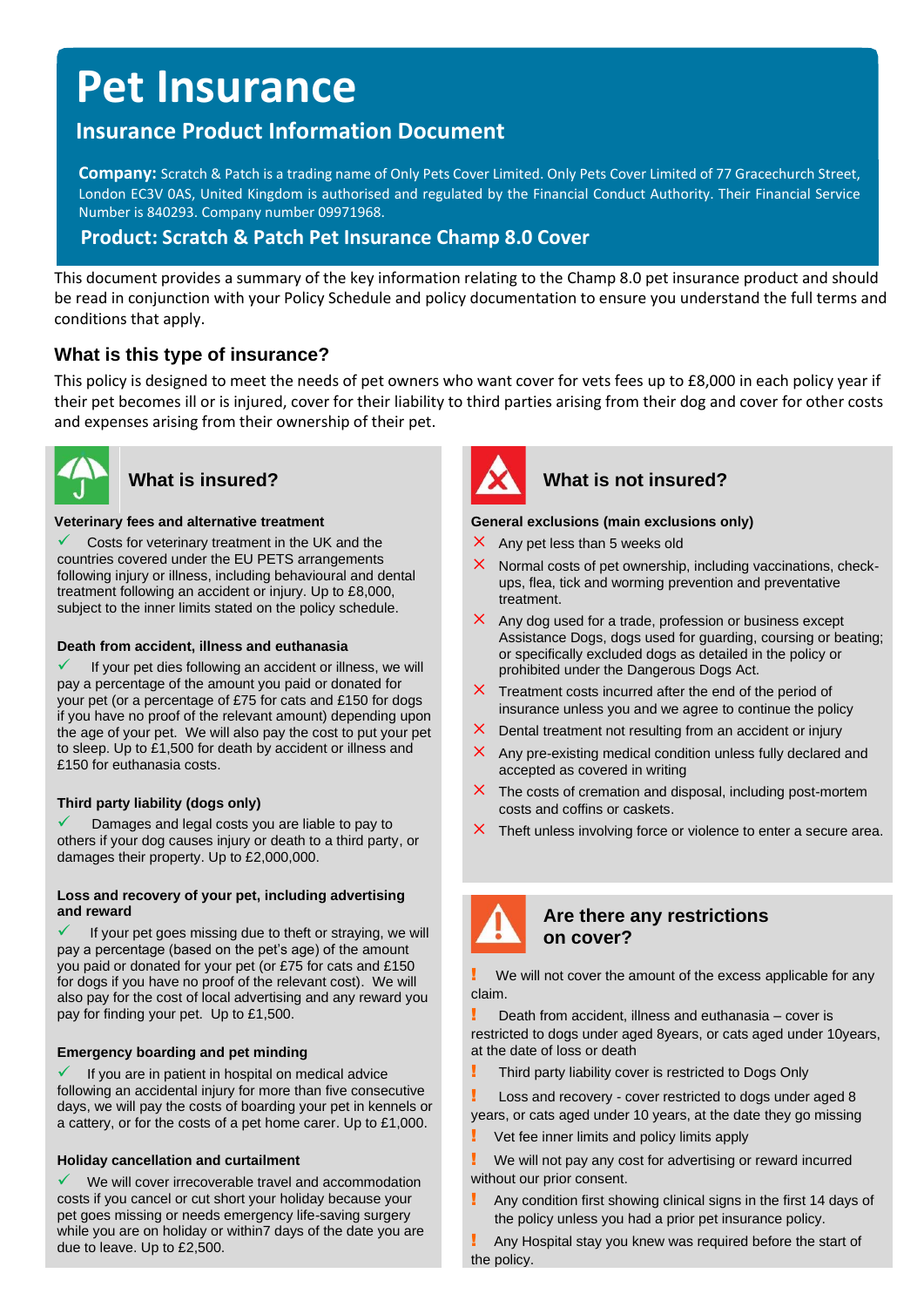# Pet Insurance

## Insurance Product Information Document

**Company:** Scratch & Patch is a trading name of Only Pets Cover Limited. Only Pets Cover Limited of 77 Gracechurch Street, London EC3V 0AS, United Kingdom is authorised and regulated by the Financial Conduct Authority. Their Financial Service Number is 840293. Company number 09971968.

**Product: Scratch & Patch Pet Insurance Champ 8.0 Cover**

This document provides a summary of the key information relating to the Champ 8.0 pet insurance product and should be read in conjunction with your Policy Schedule and policy documentation to ensure you understand the full terms and conditions that apply.

### What is this type of insurance?

This policy is designed to meet the needs of pet owners who want cover for vets fees up to £8,000 in each policy year if their pet becomes ill or is injured, cover for their liability to third parties arising from their dog and cover for other costs and expenses arising from their ownership of their pet.

### What is insured?

**Veterinary fees and alternative treatment**

✓ Costs for veterinary treatment in the UK and the countries covered under the EU PETS arrangements following injury or illness, including behavioural and dental treatment following an accident or injury. Up to £8,000, subject to the inner limits stated on the policy schedule.

**Death from accident, illness and euthanasia**

✓ If your pet dies following an accident or illness, we will pay a percentage of the amount you paid or donated for your pet (or a percentage of £75 for cats and £150 for dogs if you have no proof of the relevant amount) depending upon the age of your pet. We will also pay the cost to put your pet to sleep. Up to £1,500 for death by accident or illness and £150 for euthanasia costs.

**Third party liability (dogs only)**

✓ Damages and legal costs you are liable to pay to others if your dog causes injury or death to a third party, or damages their property. Up to £2,000,000.

**Loss and recovery of your pet, including advertising and reward**

✓ If your pet goes missing due to theft or straying, we will pay a percentage (based on the pet's age) of the amount you paid or donated for your pet (or £75 for cats and £150 for dogs if you have no proof of the relevant cost). We will also pay for the cost of local advertising and any reward you pay for finding your pet. Up to £1,500.

**Emergency boarding and pet minding**

✓ If you are in patient in hospital on medical advice following an accidental injury for more than five consecutive days, we will pay for the costs of boarding your pet in kennels or a cattery, or for the costs of a pet home carer. Up to £1,000.

**Holiday cancellation and curtailment**

✓ We will cover irrecoverable travel and accommodation costs if you cancel or cut short your holiday because your pet goes missing or needs emergency life-saving surgery while you are on holiday or within7 days of the date you are due to leave. Up to £2,500.

### What is not insured?

**General exclusions (main exclusions only)**

✗ Any pet less than 5 weeks old

✗ Normal costs of pet ownership, including vaccinations, check-ups, flea, tick and worming prevention and preventative treatment.

✗ Any dog used for a trade, profession or business except Assistance Dogs, dogs used for guarding, coursing or beating; or specifically excluded dogs as detailed in the policy or prohibited under the Dangerous Dogs Act.

✗ Treatment costs incurred after the end of the period of insurance unless you and we agree to continue the policy

✗ Dental treatment not resulting from an accident or injury

✗ Any pre-existing medical condition unless fully declared and accepted as covered in writing

✗ The costs of cremation and disposal, including post-mortem costs and coffins or caskets.

✗ Theft unless involving force or violence to enter a secure area.

### Are there any restrictions on cover?

! We will not cover the amount of the excess applicable for any claim.

! Death from accident, illness and euthanasia – cover is restricted to dogs under aged 8years, or cats aged under 10years, at the date of loss or death

! Third party liability cover is restricted to Dogs Only

! Loss and recovery - cover restricted to dogs under aged 8 years, or cats aged under 10 years, at the date they go missing

! Vet fee inner limits and policy limits apply

! We will not pay any cost for advertising or reward incurred without our prior consent.

! Any condition first showing clinical signs in the first 14 days of the policy unless you had a prior pet insurance policy.

! Any Hospital stay you knew was required before the start of the policy.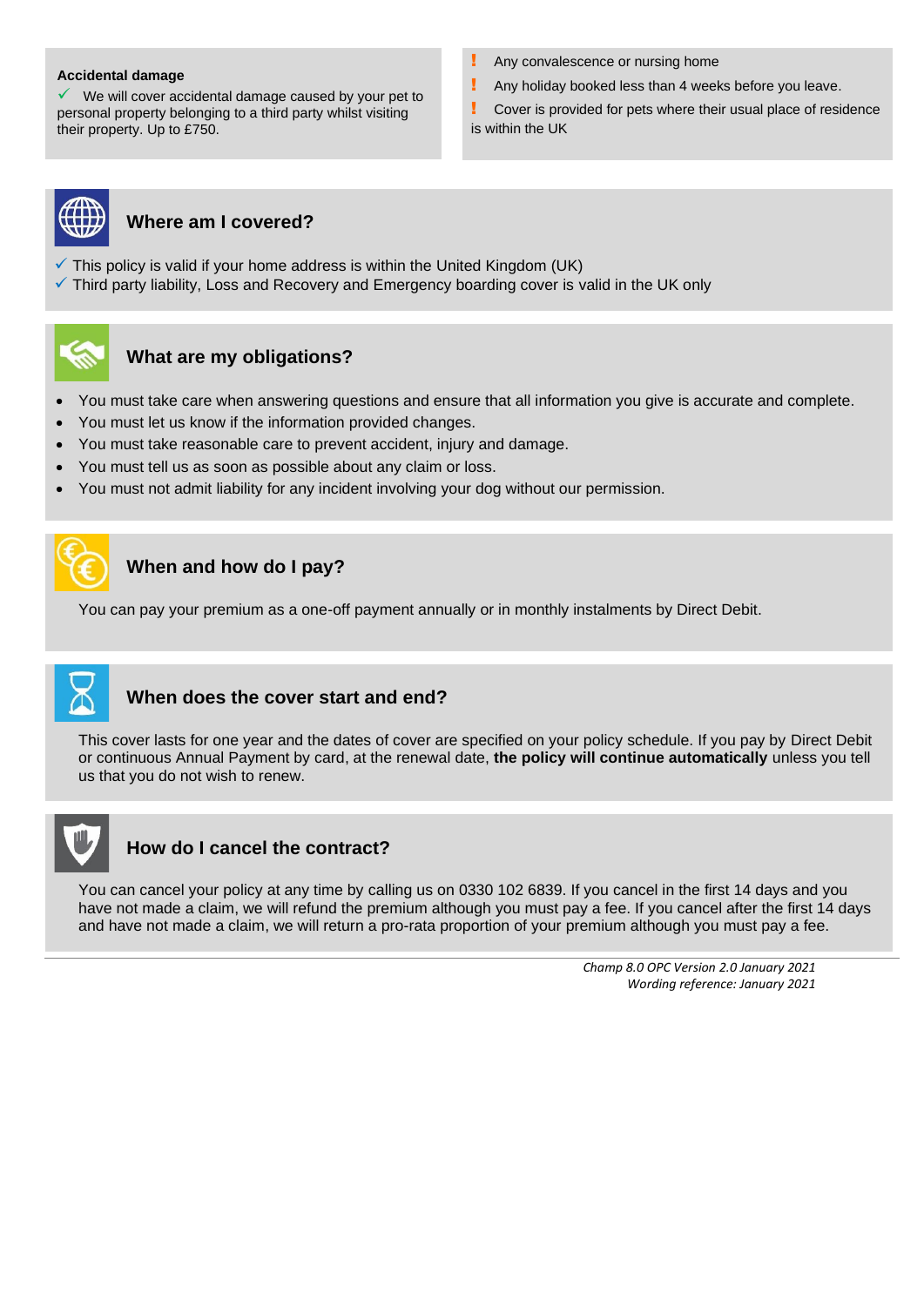**Accidental damage**

✓ We will cover accidental damage caused by your pet to personal property belonging to a third party whilst visiting their property. Up to £750.

! Any convalescence or nursing home

! Any holiday booked less than 4 weeks before you leave.

! Cover is provided for pets where their usual place of residence is within the UK

## Where am I covered?

✓ This policy is valid if your home address is within the United Kingdom (UK)

✓ Third party liability, Loss and Recovery and Emergency boarding cover is valid in the UK only

## What are my obligations?

- You must take care when answering questions and ensure that all information you give is accurate and complete.
- You must let us know if the information provided changes.
- You must take reasonable care to prevent accident, injury and damage.
- You must tell us as soon as possible about any claim or loss.
- You must not admit liability for any incident involving your dog without our permission.

## When and how do I pay?

You can pay your premium as a one-off payment annually or in monthly instalments by Direct Debit.

## When does the cover start and end?

This cover lasts for one year and the dates of cover are specified on your policy schedule. If you pay by Direct Debit or continuous Annual Payment by card, at the renewal date, **the policy will continue automatically** unless you tell us that you do not wish to renew.

## How do I cancel the contract?

You can cancel your policy at any time by calling us on 0330 102 6839. If you cancel in the first 14 days and you have not made a claim, we will refund the premium although you must pay a fee. If you cancel after the first 14 days and have not made a claim, we will return a pro-rata proportion of your premium although you must pay a fee.

*Champ 8.0 OPC Version 2.0 January 2021*
*Wording reference: January 2021*